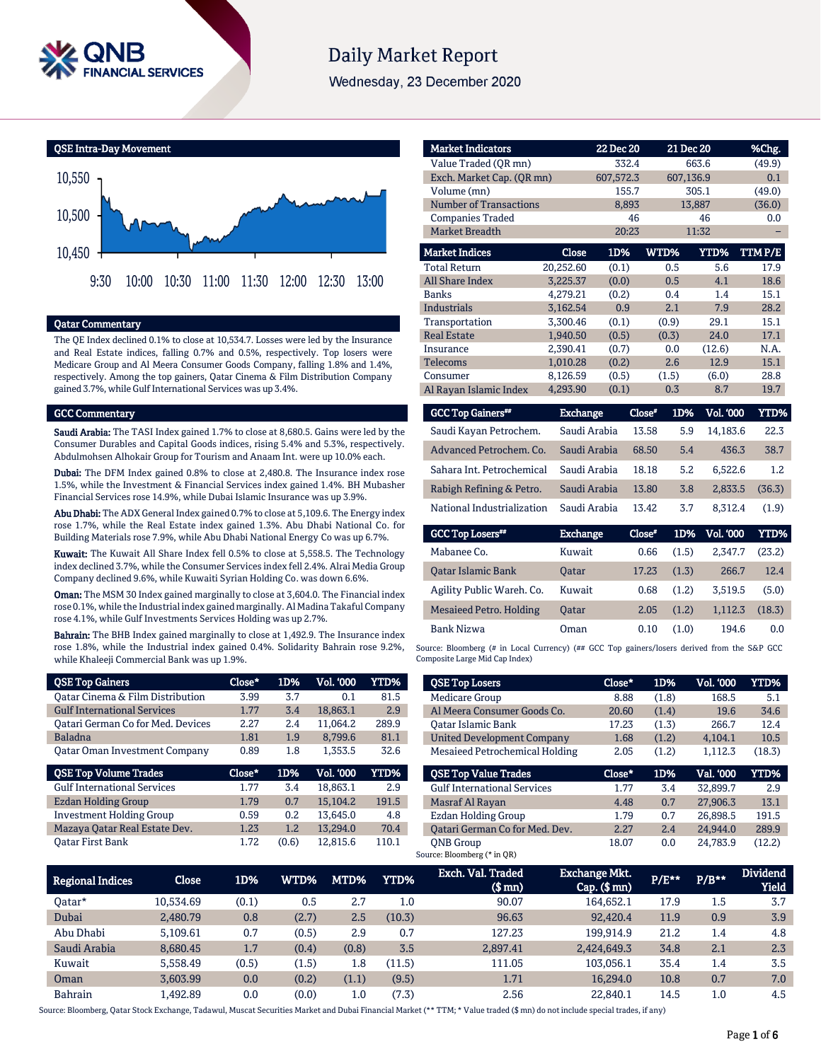# Daily Market Report

Wednesday, 23 December 2020

## QSE Intra-Day Movement

## Qatar Commentary

The QE Index declined 0.1% to close at 10,534.7. Losses were led by the Insurance and Real Estate indices, falling 0.7% and 0.5%, respectively. Top losers were Medicare Group and Al Meera Consumer Goods Company, falling 1.8% and 1.4%, respectively. Among the top gainers, Qatar Cinema & Film Distribution Company gained 3.7%, while Gulf International Services was up 3.4%.

## GCC Commentary

**Saudi Arabia:** The TASI Index gained 1.7% to close at 8,680.5. Gains were led by the Consumer Durables and Capital Goods indices, rising 5.4% and 5.3%, respectively. Abdulmohsen Alhokair Group for Tourism and Anaam Int. were up 10.0% each.

**Dubai:** The DFM Index gained 0.8% to close at 2,480.8. The Insurance index rose 1.5%, while the Investment & Financial Services index gained 1.4%. BH Mubasher Financial Services rose 14.9%, while Dubai Islamic Insurance was up 3.9%.

**Abu Dhabi:** The ADX General Index gained 0.7% to close at 5,109.6. The Energy index rose 1.7%, while the Real Estate index gained 1.3%. Abu Dhabi National Co. for Building Materials rose 7.9%, while Abu Dhabi National Energy Co was up 6.7%.

**Kuwait:** The Kuwait All Share Index fell 0.5% to close at 5,558.5. The Technology index declined 3.7%, while the Consumer Services index fell 2.4%. Alrai Media Group Company declined 9.6%, while Kuwaiti Syrian Holding Co. was down 6.6%.

**Oman:** The MSM 30 Index gained marginally to close at 3,604.0. The Financial index rose 0.1%, while the Industrial index gained marginally. Al Madina Takaful Company rose 4.1%, while Gulf Investments Services Holding was up 2.7%.

**Bahrain:** The BHB Index gained marginally to close at 1,492.9. The Insurance index rose 1.8%, while the Industrial index gained 0.4%. Solidarity Bahrain rose 9.2%, while Khaleeji Commercial Bank was up 1.9%.

| Market Indicators | 22 Dec 20 | 21 Dec 20 | %Chg. |
|---|---|---|---|
| Value Traded (QR mn) | 332.4 | 663.6 | (49.9) |
| Exch. Market Cap. (QR mn) | 607,572.3 | 607,136.9 | 0.1 |
| Volume (mn) | 155.7 | 305.1 | (49.0) |
| Number of Transactions | 8,893 | 13,887 | (36.0) |
| Companies Traded | 46 | 46 | 0.0 |
| Market Breadth | 20:23 | 11:32 | – |

| Market Indices | Close | 1D% | WTD% | YTD% | TTM P/E |
|---|---|---|---|---|---|
| Total Return | 20,252.60 | (0.1) | 0.5 | 5.6 | 17.9 |
| All Share Index | 3,225.37 | (0.0) | 0.5 | 4.1 | 18.6 |
| Banks | 4,279.21 | (0.2) | 0.4 | 1.4 | 15.1 |
| Industrials | 3,162.54 | 0.9 | 2.1 | 7.9 | 28.2 |
| Transportation | 3,300.46 | (0.1) | (0.9) | 29.1 | 15.1 |
| Real Estate | 1,940.50 | (0.5) | (0.3) | 24.0 | 17.1 |
| Insurance | 2,390.41 | (0.7) | 0.0 | (12.6) | N.A. |
| Telecoms | 1,010.28 | (0.2) | 2.6 | 12.9 | 15.1 |
| Consumer | 8,126.59 | (0.5) | (1.5) | (6.0) | 28.8 |
| Al Rayan Islamic Index | 4,293.90 | (0.1) | 0.3 | 8.7 | 19.7 |

| GCC Top Gainers## | Exchange | Close# | 1D% | Vol. '000 | YTD% |
|---|---|---|---|---|---|
| Saudi Kayan Petrochem. | Saudi Arabia | 13.58 | 5.9 | 14,183.6 | 22.3 |
| Advanced Petrochem. Co. | Saudi Arabia | 68.50 | 5.4 | 436.3 | 38.7 |
| Sahara Int. Petrochemical | Saudi Arabia | 18.18 | 5.2 | 6,522.6 | 1.2 |
| Rabigh Refining & Petro. | Saudi Arabia | 13.80 | 3.8 | 2,833.5 | (36.3) |
| National Industrialization | Saudi Arabia | 13.42 | 3.7 | 8,312.4 | (1.9) |

| GCC Top Losers## | Exchange | Close# | 1D% | Vol. '000 | YTD% |
|---|---|---|---|---|---|
| Mabanee Co. | Kuwait | 0.66 | (1.5) | 2,347.7 | (23.2) |
| Qatar Islamic Bank | Qatar | 17.23 | (1.3) | 266.7 | 12.4 |
| Agility Public Wareh. Co. | Kuwait | 0.68 | (1.2) | 3,519.5 | (5.0) |
| Mesaieed Petro. Holding | Qatar | 2.05 | (1.2) | 1,112.3 | (18.3) |
| Bank Nizwa | Oman | 0.10 | (1.0) | 194.6 | 0.0 |

Source: Bloomberg (# in Local Currency) (## GCC Top gainers/losers derived from the S&P GCC Composite Large Mid Cap Index)

| QSE Top Gainers | Close* | 1D% | Vol. '000 | YTD% |
|---|---|---|---|---|
| Qatar Cinema & Film Distribution | 3.99 | 3.7 | 0.1 | 81.5 |
| Gulf International Services | 1.77 | 3.4 | 18,863.1 | 2.9 |
| Qatari German Co for Med. Devices | 2.27 | 2.4 | 11,064.2 | 289.9 |
| Baladna | 1.81 | 1.9 | 8,799.6 | 81.1 |
| Qatar Oman Investment Company | 0.89 | 1.8 | 1,353.5 | 32.6 |

| QSE Top Losers | Close* | 1D% | Vol. '000 | YTD% |
|---|---|---|---|---|
| Medicare Group | 8.88 | (1.8) | 168.5 | 5.1 |
| Al Meera Consumer Goods Co. | 20.60 | (1.4) | 19.6 | 34.6 |
| Qatar Islamic Bank | 17.23 | (1.3) | 266.7 | 12.4 |
| United Development Company | 1.68 | (1.2) | 4,104.1 | 10.5 |
| Mesaieed Petrochemical Holding | 2.05 | (1.2) | 1,112.3 | (18.3) |

| QSE Top Volume Trades | Close* | 1D% | Vol. '000 | YTD% |
|---|---|---|---|---|
| Gulf International Services | 1.77 | 3.4 | 18,863.1 | 2.9 |
| Ezdan Holding Group | 1.79 | 0.7 | 15,104.2 | 191.5 |
| Investment Holding Group | 0.59 | 0.2 | 13,645.0 | 4.8 |
| Mazaya Qatar Real Estate Dev. | 1.23 | 1.2 | 13,294.0 | 70.4 |
| Qatar First Bank | 1.72 | (0.6) | 12,815.6 | 110.1 |

| QSE Top Value Trades | Close* | 1D% | Val. '000 | YTD% |
|---|---|---|---|---|
| Gulf International Services | 1.77 | 3.4 | 32,899.7 | 2.9 |
| Masraf Al Rayan | 4.48 | 0.7 | 27,906.3 | 13.1 |
| Ezdan Holding Group | 1.79 | 0.7 | 26,898.5 | 191.5 |
| Qatari German Co for Med. Dev. | 2.27 | 2.4 | 24,944.0 | 289.9 |
| QNB Group | 18.07 | 0.0 | 24,783.9 | (12.2) |

Source: Bloomberg (* in QR)

| Regional Indices | Close | 1D% | WTD% | MTD% | YTD% | Exch. Val. Traded ($ mn) | Exchange Mkt. Cap. ($ mn) | P/E** | P/B** | Dividend Yield |
|---|---|---|---|---|---|---|---|---|---|---|
| Qatar* | 10,534.69 | (0.1) | 0.5 | 2.7 | 1.0 | 90.07 | 164,652.1 | 17.9 | 1.5 | 3.7 |
| Dubai | 2,480.79 | 0.8 | (2.7) | 2.5 | (10.3) | 96.63 | 92,420.4 | 11.9 | 0.9 | 3.9 |
| Abu Dhabi | 5,109.61 | 0.7 | (0.5) | 2.9 | 0.7 | 127.23 | 199,914.9 | 21.2 | 1.4 | 4.8 |
| Saudi Arabia | 8,680.45 | 1.7 | (0.4) | (0.8) | 3.5 | 2,897.41 | 2,424,649.3 | 34.8 | 2.1 | 2.3 |
| Kuwait | 5,558.49 | (0.5) | (1.5) | 1.8 | (11.5) | 111.05 | 103,056.1 | 35.4 | 1.4 | 3.5 |
| Oman | 3,603.99 | 0.0 | (0.2) | (1.1) | (9.5) | 1.71 | 16,294.0 | 10.8 | 0.7 | 7.0 |
| Bahrain | 1,492.89 | 0.0 | (0.0) | 1.0 | (7.3) | 2.56 | 22,840.1 | 14.5 | 1.0 | 4.5 |

Source: Bloomberg, Qatar Stock Exchange, Tadawul, Muscat Securities Market and Dubai Financial Market (** TTM; * Value traded ($ mn) do not include special trades, if any)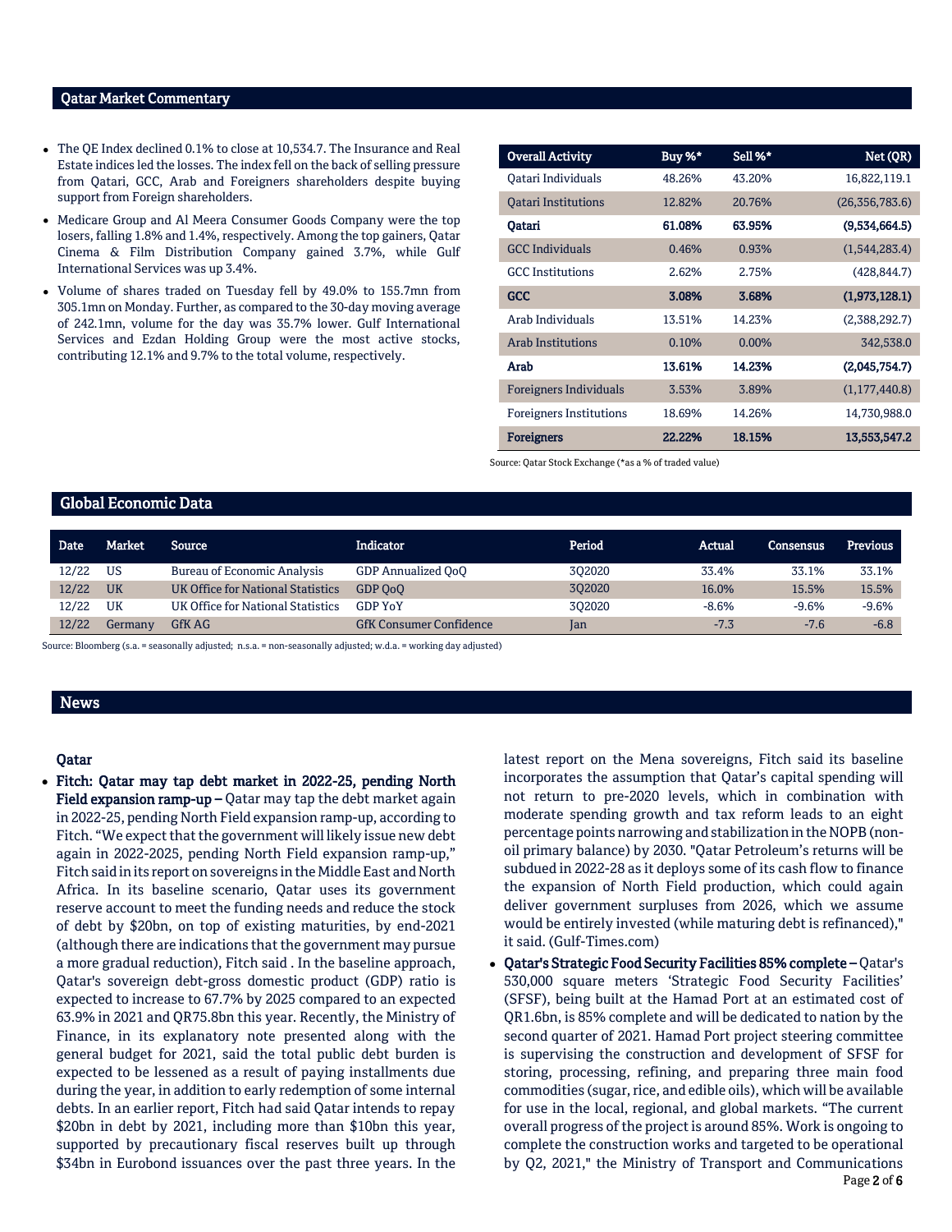## Qatar Market Commentary

- The QE Index declined 0.1% to close at 10,534.7. The Insurance and Real Estate indices led the losses. The index fell on the back of selling pressure from Qatari, GCC, Arab and Foreigners shareholders despite buying support from Foreign shareholders.
- Medicare Group and Al Meera Consumer Goods Company were the top losers, falling 1.8% and 1.4%, respectively. Among the top gainers, Qatar Cinema & Film Distribution Company gained 3.7%, while Gulf International Services was up 3.4%.
- Volume of shares traded on Tuesday fell by 49.0% to 155.7mn from 305.1mn on Monday. Further, as compared to the 30-day moving average of 242.1mn, volume for the day was 35.7% lower. Gulf International Services and Ezdan Holding Group were the most active stocks, contributing 12.1% and 9.7% to the total volume, respectively.

| Overall Activity | Buy %* | Sell %* | Net (QR) |
|---|---|---|---|
| Qatari Individuals | 48.26% | 43.20% | 16,822,119.1 |
| Qatari Institutions | 12.82% | 20.76% | (26,356,783.6) |
| **Qatari** | **61.08%** | **63.95%** | **(9,534,664.5)** |
| GCC Individuals | 0.46% | 0.93% | (1,544,283.4) |
| GCC Institutions | 2.62% | 2.75% | (428,844.7) |
| **GCC** | **3.08%** | **3.68%** | **(1,973,128.1)** |
| Arab Individuals | 13.51% | 14.23% | (2,388,292.7) |
| Arab Institutions | 0.10% | 0.00% | 342,538.0 |
| **Arab** | **13.61%** | **14.23%** | **(2,045,754.7)** |
| Foreigners Individuals | 3.53% | 3.89% | (1,177,440.8) |
| Foreigners Institutions | 18.69% | 14.26% | 14,730,988.0 |
| **Foreigners** | **22.22%** | **18.15%** | **13,553,547.2** |

Source: Qatar Stock Exchange (*as a % of traded value)

## Global Economic Data

| Date | Market | Source | Indicator | Period | Actual | Consensus | Previous |
|---|---|---|---|---|---|---|---|
| 12/22 | US | Bureau of Economic Analysis | GDP Annualized QoQ | 3Q2020 | 33.4% | 33.1% | 33.1% |
| 12/22 | UK | UK Office for National Statistics | GDP QoQ | 3Q2020 | 16.0% | 15.5% | 15.5% |
| 12/22 | UK | UK Office for National Statistics | GDP YoY | 3Q2020 | -8.6% | -9.6% | -9.6% |
| 12/22 | Germany | GfK AG | GfK Consumer Confidence | Jan | -7.3 | -7.6 | -6.8 |

Source: Bloomberg (s.a. = seasonally adjusted; n.s.a. = non-seasonally adjusted; w.d.a. = working day adjusted)

## News

### Qatar

- **Fitch: Qatar may tap debt market in 2022-25, pending North Field expansion ramp-up –** Qatar may tap the debt market again in 2022-25, pending North Field expansion ramp-up, according to Fitch. "We expect that the government will likely issue new debt again in 2022-2025, pending North Field expansion ramp-up," Fitch said in its report on sovereigns in the Middle East and North Africa. In its baseline scenario, Qatar uses its government reserve account to meet the funding needs and reduce the stock of debt by $20bn, on top of existing maturities, by end-2021 (although there are indications that the government may pursue a more gradual reduction), Fitch said . In the baseline approach, Qatar's sovereign debt-gross domestic product (GDP) ratio is expected to increase to 67.7% by 2025 compared to an expected 63.9% in 2021 and QR75.8bn this year. Recently, the Ministry of Finance, in its explanatory note presented along with the general budget for 2021, said the total public debt burden is expected to be lessened as a result of paying installments due during the year, in addition to early redemption of some internal debts. In an earlier report, Fitch had said Qatar intends to repay $20bn in debt by 2021, including more than $10bn this year, supported by precautionary fiscal reserves built up through $34bn in Eurobond issuances over the past three years. In the latest report on the Mena sovereigns, Fitch said its baseline incorporates the assumption that Qatar's capital spending will not return to pre-2020 levels, which in combination with moderate spending growth and tax reform leads to an eight percentage points narrowing and stabilization in the NOPB (non-oil primary balance) by 2030. "Qatar Petroleum's returns will be subdued in 2022-28 as it deploys some of its cash flow to finance the expansion of North Field production, which could again deliver government surpluses from 2026, which we assume would be entirely invested (while maturing debt is refinanced)," it said. (Gulf-Times.com)
- **Qatar's Strategic Food Security Facilities 85% complete –** Qatar's 530,000 square meters 'Strategic Food Security Facilities' (SFSF), being built at the Hamad Port at an estimated cost of QR1.6bn, is 85% complete and will be dedicated to nation by the second quarter of 2021. Hamad Port project steering committee is supervising the construction and development of SFSF for storing, processing, refining, and preparing three main food commodities (sugar, rice, and edible oils), which will be available for use in the local, regional, and global markets. "The current overall progress of the project is around 85%. Work is ongoing to complete the construction works and targeted to be operational by Q2, 2021," the Ministry of Transport and Communications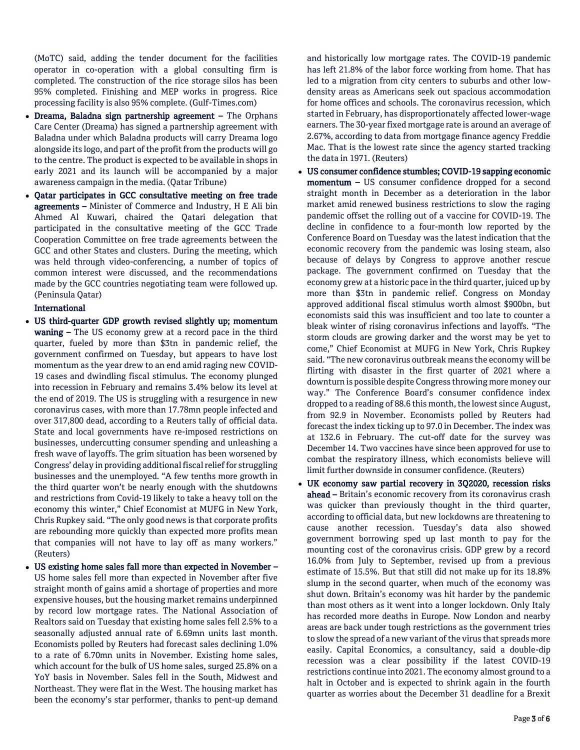(MoTC) said, adding the tender document for the facilities operator in co-operation with a global consulting firm is completed. The construction of the rice storage silos has been 95% completed. Finishing and MEP works in progress. Rice processing facility is also 95% complete. (Gulf-Times.com)

- **Dreama, Baladna sign partnership agreement –** The Orphans Care Center (Dreama) has signed a partnership agreement with Baladna under which Baladna products will carry Dreama logo alongside its logo, and part of the profit from the products will go to the centre. The product is expected to be available in shops in early 2021 and its launch will be accompanied by a major awareness campaign in the media. (Qatar Tribune)
- **Qatar participates in GCC consultative meeting on free trade agreements –** Minister of Commerce and Industry, H E Ali bin Ahmed Al Kuwari, chaired the Qatari delegation that participated in the consultative meeting of the GCC Trade Cooperation Committee on free trade agreements between the GCC and other States and clusters. During the meeting, which was held through video-conferencing, a number of topics of common interest were discussed, and the recommendations made by the GCC countries negotiating team were followed up. (Peninsula Qatar)

**International**

- **US third-quarter GDP growth revised slightly up; momentum waning –** The US economy grew at a record pace in the third quarter, fueled by more than $3tn in pandemic relief, the government confirmed on Tuesday, but appears to have lost momentum as the year drew to an end amid raging new COVID-19 cases and dwindling fiscal stimulus. The economy plunged into recession in February and remains 3.4% below its level at the end of 2019. The US is struggling with a resurgence in new coronavirus cases, with more than 17.78mn people infected and over 317,800 dead, according to a Reuters tally of official data. State and local governments have re-imposed restrictions on businesses, undercutting consumer spending and unleashing a fresh wave of layoffs. The grim situation has been worsened by Congress' delay in providing additional fiscal relief for struggling businesses and the unemployed. "A few tenths more growth in the third quarter won't be nearly enough with the shutdowns and restrictions from Covid-19 likely to take a heavy toll on the economy this winter," Chief Economist at MUFG in New York, Chris Rupkey said. "The only good news is that corporate profits are rebounding more quickly than expected more profits mean that companies will not have to lay off as many workers." (Reuters)
- **US existing home sales fall more than expected in November –** US home sales fell more than expected in November after five straight month of gains amid a shortage of properties and more expensive houses, but the housing market remains underpinned by record low mortgage rates. The National Association of Realtors said on Tuesday that existing home sales fell 2.5% to a seasonally adjusted annual rate of 6.69mn units last month. Economists polled by Reuters had forecast sales declining 1.0% to a rate of 6.70mn units in November. Existing home sales, which account for the bulk of US home sales, surged 25.8% on a YoY basis in November. Sales fell in the South, Midwest and Northeast. They were flat in the West. The housing market has been the economy's star performer, thanks to pent-up demand and historically low mortgage rates. The COVID-19 pandemic has left 21.8% of the labor force working from home. That has led to a migration from city centers to suburbs and other low-density areas as Americans seek out spacious accommodation for home offices and schools. The coronavirus recession, which started in February, has disproportionately affected lower-wage earners. The 30-year fixed mortgage rate is around an average of 2.67%, according to data from mortgage finance agency Freddie Mac. That is the lowest rate since the agency started tracking the data in 1971. (Reuters)
- **US consumer confidence stumbles; COVID-19 sapping economic momentum –** US consumer confidence dropped for a second straight month in December as a deterioration in the labor market amid renewed business restrictions to slow the raging pandemic offset the rolling out of a vaccine for COVID-19. The decline in confidence to a four-month low reported by the Conference Board on Tuesday was the latest indication that the economic recovery from the pandemic was losing steam, also because of delays by Congress to approve another rescue package. The government confirmed on Tuesday that the economy grew at a historic pace in the third quarter, juiced up by more than $3tn in pandemic relief. Congress on Monday approved additional fiscal stimulus worth almost $900bn, but economists said this was insufficient and too late to counter a bleak winter of rising coronavirus infections and layoffs. "The storm clouds are growing darker and the worst may be yet to come," Chief Economist at MUFG in New York, Chris Rupkey said. "The new coronavirus outbreak means the economy will be flirting with disaster in the first quarter of 2021 where a downturn is possible despite Congress throwing more money our way." The Conference Board's consumer confidence index dropped to a reading of 88.6 this month, the lowest since August, from 92.9 in November. Economists polled by Reuters had forecast the index ticking up to 97.0 in December. The index was at 132.6 in February. The cut-off date for the survey was December 14. Two vaccines have since been approved for use to combat the respiratory illness, which economists believe will limit further downside in consumer confidence. (Reuters)
- **UK economy saw partial recovery in 3Q2020, recession risks ahead –** Britain's economic recovery from its coronavirus crash was quicker than previously thought in the third quarter, according to official data, but new lockdowns are threatening to cause another recession. Tuesday's data also showed government borrowing sped up last month to pay for the mounting cost of the coronavirus crisis. GDP grew by a record 16.0% from July to September, revised up from a previous estimate of 15.5%. But that still did not make up for its 18.8% slump in the second quarter, when much of the economy was shut down. Britain's economy was hit harder by the pandemic than most others as it went into a longer lockdown. Only Italy has recorded more deaths in Europe. Now London and nearby areas are back under tough restrictions as the government tries to slow the spread of a new variant of the virus that spreads more easily. Capital Economics, a consultancy, said a double-dip recession was a clear possibility if the latest COVID-19 restrictions continue into 2021. The economy almost ground to a halt in October and is expected to shrink again in the fourth quarter as worries about the December 31 deadline for a Brexit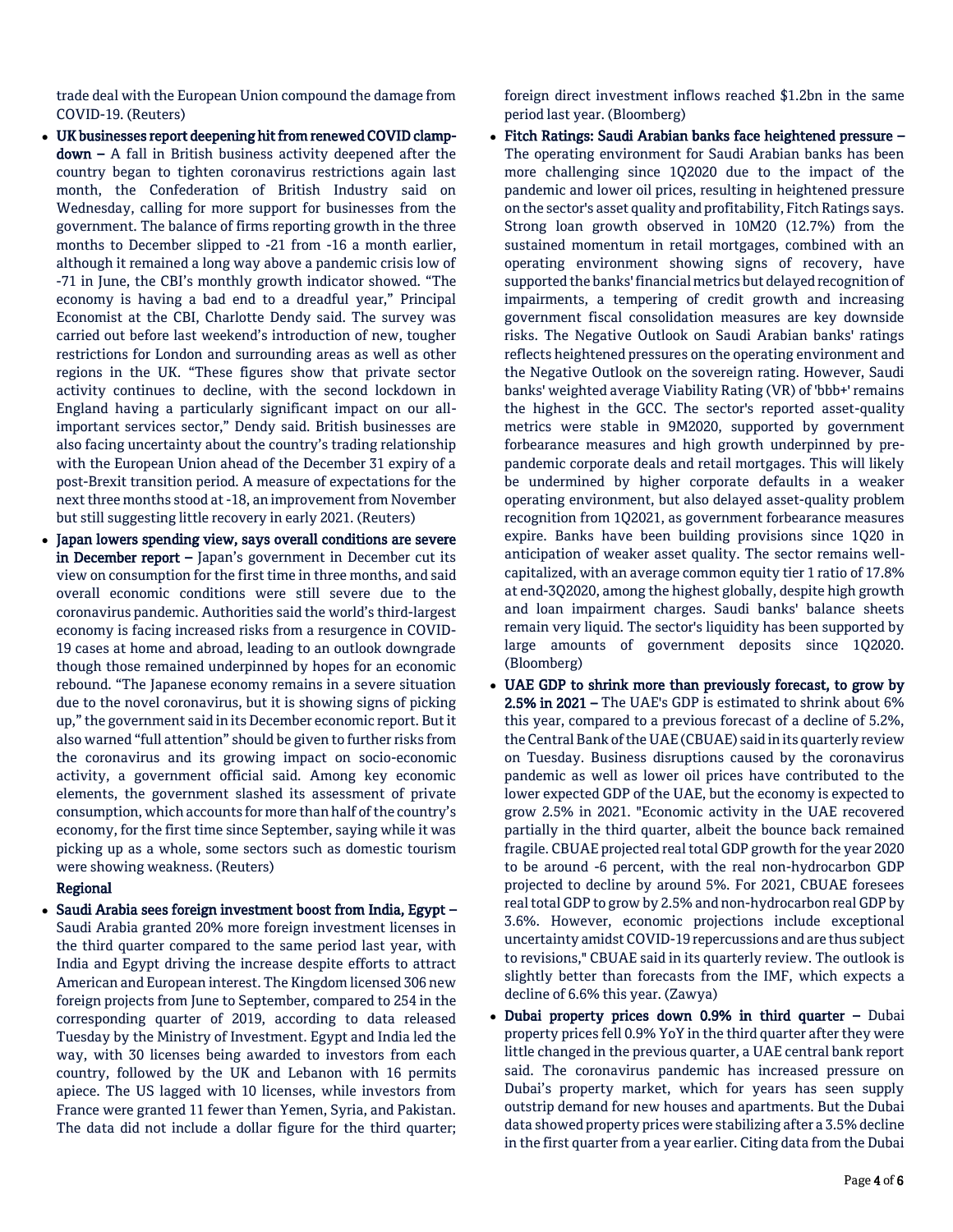trade deal with the European Union compound the damage from COVID-19. (Reuters)

- **UK businesses report deepening hit from renewed COVID clamp-down –** A fall in British business activity deepened after the country began to tighten coronavirus restrictions again last month, the Confederation of British Industry said on Wednesday, calling for more support for businesses from the government. The balance of firms reporting growth in the three months to December slipped to -21 from -16 a month earlier, although it remained a long way above a pandemic crisis low of -71 in June, the CBI's monthly growth indicator showed. "The economy is having a bad end to a dreadful year," Principal Economist at the CBI, Charlotte Dendy said. The survey was carried out before last weekend's introduction of new, tougher restrictions for London and surrounding areas as well as other regions in the UK. "These figures show that private sector activity continues to decline, with the second lockdown in England having a particularly significant impact on our all-important services sector," Dendy said. British businesses are also facing uncertainty about the country's trading relationship with the European Union ahead of the December 31 expiry of a post-Brexit transition period. A measure of expectations for the next three months stood at -18, an improvement from November but still suggesting little recovery in early 2021. (Reuters)
- **Japan lowers spending view, says overall conditions are severe in December report –** Japan's government in December cut its view on consumption for the first time in three months, and said overall economic conditions were still severe due to the coronavirus pandemic. Authorities said the world's third-largest economy is facing increased risks from a resurgence in COVID-19 cases at home and abroad, leading to an outlook downgrade though those remained underpinned by hopes for an economic rebound. "The Japanese economy remains in a severe situation due to the novel coronavirus, but it is showing signs of picking up," the government said in its December economic report. But it also warned "full attention" should be given to further risks from the coronavirus and its growing impact on socio-economic activity, a government official said. Among key economic elements, the government slashed its assessment of private consumption, which accounts for more than half of the country's economy, for the first time since September, saying while it was picking up as a whole, some sectors such as domestic tourism were showing weakness. (Reuters)

**Regional**

- **Saudi Arabia sees foreign investment boost from India, Egypt –** Saudi Arabia granted 20% more foreign investment licenses in the third quarter compared to the same period last year, with India and Egypt driving the increase despite efforts to attract American and European interest. The Kingdom licensed 306 new foreign projects from June to September, compared to 254 in the corresponding quarter of 2019, according to data released Tuesday by the Ministry of Investment. Egypt and India led the way, with 30 licenses being awarded to investors from each country, followed by the UK and Lebanon with 16 permits apiece. The US lagged with 10 licenses, while investors from France were granted 11 fewer than Yemen, Syria, and Pakistan. The data did not include a dollar figure for the third quarter; foreign direct investment inflows reached $1.2bn in the same period last year. (Bloomberg)
- **Fitch Ratings: Saudi Arabian banks face heightened pressure –** The operating environment for Saudi Arabian banks has been more challenging since 1Q2020 due to the impact of the pandemic and lower oil prices, resulting in heightened pressure on the sector's asset quality and profitability, Fitch Ratings says. Strong loan growth observed in 10M20 (12.7%) from the sustained momentum in retail mortgages, combined with an operating environment showing signs of recovery, have supported the banks' financial metrics but delayed recognition of impairments, a tempering of credit growth and increasing government fiscal consolidation measures are key downside risks. The Negative Outlook on Saudi Arabian banks' ratings reflects heightened pressures on the operating environment and the Negative Outlook on the sovereign rating. However, Saudi banks' weighted average Viability Rating (VR) of 'bbb+' remains the highest in the GCC. The sector's reported asset-quality metrics were stable in 9M2020, supported by government forbearance measures and high growth underpinned by pre-pandemic corporate deals and retail mortgages. This will likely be undermined by higher corporate defaults in a weaker operating environment, but also delayed asset-quality problem recognition from 1Q2021, as government forbearance measures expire. Banks have been building provisions since 1Q20 in anticipation of weaker asset quality. The sector remains well-capitalized, with an average common equity tier 1 ratio of 17.8% at end-3Q2020, among the highest globally, despite high growth and loan impairment charges. Saudi banks' balance sheets remain very liquid. The sector's liquidity has been supported by large amounts of government deposits since 1Q2020. (Bloomberg)
- **UAE GDP to shrink more than previously forecast, to grow by 2.5% in 2021 –** The UAE's GDP is estimated to shrink about 6% this year, compared to a previous forecast of a decline of 5.2%, the Central Bank of the UAE (CBUAE) said in its quarterly review on Tuesday. Business disruptions caused by the coronavirus pandemic as well as lower oil prices have contributed to the lower expected GDP of the UAE, but the economy is expected to grow 2.5% in 2021. "Economic activity in the UAE recovered partially in the third quarter, albeit the bounce back remained fragile. CBUAE projected real total GDP growth for the year 2020 to be around -6 percent, with the real non-hydrocarbon GDP projected to decline by around 5%. For 2021, CBUAE foresees real total GDP to grow by 2.5% and non-hydrocarbon real GDP by 3.6%. However, economic projections include exceptional uncertainty amidst COVID-19 repercussions and are thus subject to revisions," CBUAE said in its quarterly review. The outlook is slightly better than forecasts from the IMF, which expects a decline of 6.6% this year. (Zawya)
- **Dubai property prices down 0.9% in third quarter –** Dubai property prices fell 0.9% YoY in the third quarter after they were little changed in the previous quarter, a UAE central bank report said. The coronavirus pandemic has increased pressure on Dubai's property market, which for years has seen supply outstrip demand for new houses and apartments. But the Dubai data showed property prices were stabilizing after a 3.5% decline in the first quarter from a year earlier. Citing data from the Dubai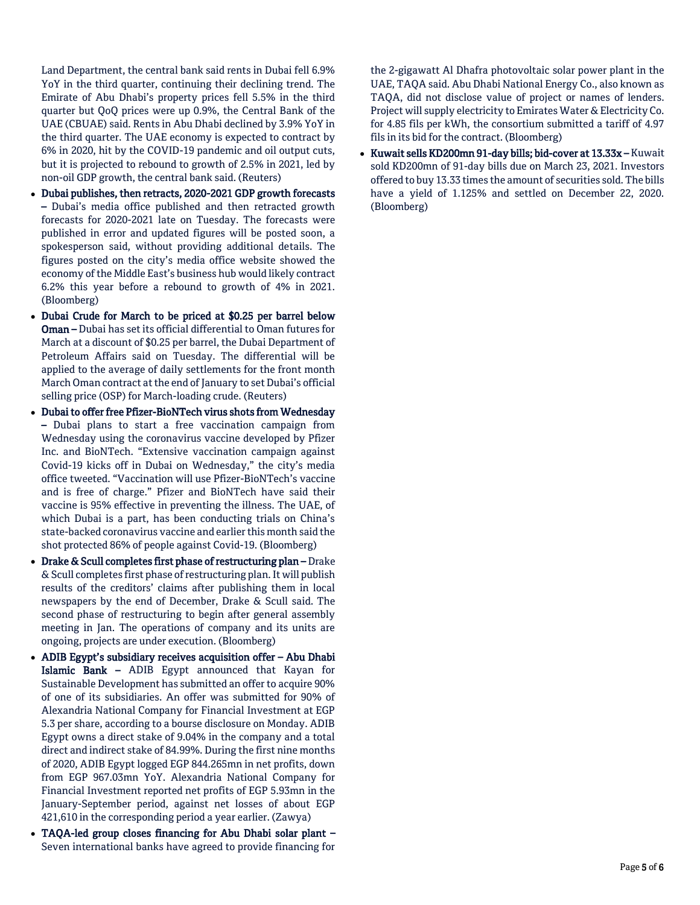Land Department, the central bank said rents in Dubai fell 6.9% YoY in the third quarter, continuing their declining trend. The Emirate of Abu Dhabi's property prices fell 5.5% in the third quarter but QoQ prices were up 0.9%, the Central Bank of the UAE (CBUAE) said. Rents in Abu Dhabi declined by 3.9% YoY in the third quarter. The UAE economy is expected to contract by 6% in 2020, hit by the COVID-19 pandemic and oil output cuts, but it is projected to rebound to growth of 2.5% in 2021, led by non-oil GDP growth, the central bank said. (Reuters)

- **Dubai publishes, then retracts, 2020-2021 GDP growth forecasts –** Dubai's media office published and then retracted growth forecasts for 2020-2021 late on Tuesday. The forecasts were published in error and updated figures will be posted soon, a spokesperson said, without providing additional details. The figures posted on the city's media office website showed the economy of the Middle East's business hub would likely contract 6.2% this year before a rebound to growth of 4% in 2021. (Bloomberg)
- **Dubai Crude for March to be priced at $0.25 per barrel below Oman –** Dubai has set its official differential to Oman futures for March at a discount of $0.25 per barrel, the Dubai Department of Petroleum Affairs said on Tuesday. The differential will be applied to the average of daily settlements for the front month March Oman contract at the end of January to set Dubai's official selling price (OSP) for March-loading crude. (Reuters)
- **Dubai to offer free Pfizer-BioNTech virus shots from Wednesday –** Dubai plans to start a free vaccination campaign from Wednesday using the coronavirus vaccine developed by Pfizer Inc. and BioNTech. "Extensive vaccination campaign against Covid-19 kicks off in Dubai on Wednesday," the city's media office tweeted. "Vaccination will use Pfizer-BioNTech's vaccine and is free of charge." Pfizer and BioNTech have said their vaccine is 95% effective in preventing the illness. The UAE, of which Dubai is a part, has been conducting trials on China's state-backed coronavirus vaccine and earlier this month said the shot protected 86% of people against Covid-19. (Bloomberg)
- **Drake & Scull completes first phase of restructuring plan –** Drake & Scull completes first phase of restructuring plan. It will publish results of the creditors' claims after publishing them in local newspapers by the end of December, Drake & Scull said. The second phase of restructuring to begin after general assembly meeting in Jan. The operations of company and its units are ongoing, projects are under execution. (Bloomberg)
- **ADIB Egypt's subsidiary receives acquisition offer – Abu Dhabi Islamic Bank –** ADIB Egypt announced that Kayan for Sustainable Development has submitted an offer to acquire 90% of one of its subsidiaries. An offer was submitted for 90% of Alexandria National Company for Financial Investment at EGP 5.3 per share, according to a bourse disclosure on Monday. ADIB Egypt owns a direct stake of 9.04% in the company and a total direct and indirect stake of 84.99%. During the first nine months of 2020, ADIB Egypt logged EGP 844.265mn in net profits, down from EGP 967.03mn YoY. Alexandria National Company for Financial Investment reported net profits of EGP 5.93mn in the January-September period, against net losses of about EGP 421,610 in the corresponding period a year earlier. (Zawya)
- **TAQA-led group closes financing for Abu Dhabi solar plant –** Seven international banks have agreed to provide financing for the 2-gigawatt Al Dhafra photovoltaic solar power plant in the UAE, TAQA said. Abu Dhabi National Energy Co., also known as TAQA, did not disclose value of project or names of lenders. Project will supply electricity to Emirates Water & Electricity Co. for 4.85 fils per kWh, the consortium submitted a tariff of 4.97 fils in its bid for the contract. (Bloomberg)
- **Kuwait sells KD200mn 91-day bills; bid-cover at 13.33x –** Kuwait sold KD200mn of 91-day bills due on March 23, 2021. Investors offered to buy 13.33 times the amount of securities sold. The bills have a yield of 1.125% and settled on December 22, 2020. (Bloomberg)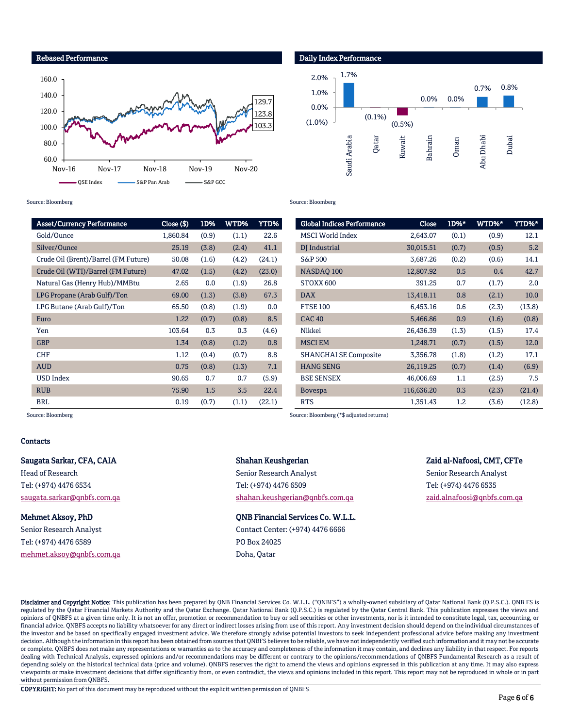### Rebased Performance

160.0
140.0
120.0
100.0
80.0
60.0

Nov-16
Nov-17
Nov-18
Nov-19
Nov-20

129.7
123.8
103.3

QSE Index
S&P Pan Arab
S&P GCC

Source: Bloomberg

### Daily Index Performance

2.0%
1.0%
0.0%
(1.0%)

1.7%
(0.1%)
(0.5%)
0.0%
0.0%
0.7%
0.8%

Saudi Arabia
Qatar
Kuwait
Bahrain
Oman
Abu Dhabi
Dubai

Source: Bloomberg

| Asset/Currency Performance | Close ($) | 1D% | WTD% | YTD% |
|---|---|---|---|---|
| Gold/Ounce | 1,860.84 | (0.9) | (1.1) | 22.6 |
| Silver/Ounce | 25.19 | (3.8) | (2.4) | 41.1 |
| Crude Oil (Brent)/Barrel (FM Future) | 50.08 | (1.6) | (4.2) | (24.1) |
| Crude Oil (WTI)/Barrel (FM Future) | 47.02 | (1.5) | (4.2) | (23.0) |
| Natural Gas (Henry Hub)/MMBtu | 2.65 | 0.0 | (1.9) | 26.8 |
| LPG Propane (Arab Gulf)/Ton | 69.00 | (1.3) | (3.8) | 67.3 |
| LPG Butane (Arab Gulf)/Ton | 65.50 | (0.8) | (1.9) | 0.0 |
| Euro | 1.22 | (0.7) | (0.8) | 8.5 |
| Yen | 103.64 | 0.3 | 0.3 | (4.6) |
| GBP | 1.34 | (0.8) | (1.2) | 0.8 |
| CHF | 1.12 | (0.4) | (0.7) | 8.8 |
| AUD | 0.75 | (0.8) | (1.3) | 7.1 |
| USD Index | 90.65 | 0.7 | 0.7 | (5.9) |
| RUB | 75.90 | 1.5 | 3.5 | 22.4 |
| BRL | 0.19 | (0.7) | (1.1) | (22.1) |

Source: Bloomberg

| Global Indices Performance | Close | 1D%* | WTD%* | YTD%* |
|---|---|---|---|---|
| MSCI World Index | 2,643.07 | (0.1) | (0.9) | 12.1 |
| DJ Industrial | 30,015.51 | (0.7) | (0.5) | 5.2 |
| S&P 500 | 3,687.26 | (0.2) | (0.6) | 14.1 |
| NASDAQ 100 | 12,807.92 | 0.5 | 0.4 | 42.7 |
| STOXX 600 | 391.25 | 0.7 | (1.7) | 2.0 |
| DAX | 13,418.11 | 0.8 | (2.1) | 10.0 |
| FTSE 100 | 6,453.16 | 0.6 | (2.3) | (13.8) |
| CAC 40 | 5,466.86 | 0.9 | (1.6) | (0.8) |
| Nikkei | 26,436.39 | (1.3) | (1.5) | 17.4 |
| MSCI EM | 1,248.71 | (0.7) | (1.5) | 12.0 |
| SHANGHAI SE Composite | 3,356.78 | (1.8) | (1.2) | 17.1 |
| HANG SENG | 26,119.25 | (0.7) | (1.4) | (6.9) |
| BSE SENSEX | 46,006.69 | 1.1 | (2.5) | 7.5 |
| Bovespa | 116,636.20 | 0.3 | (2.3) | (21.4) |
| RTS | 1,351.43 | 1.2 | (3.6) | (12.8) |

Source: Bloomberg (*$ adjusted returns)

## Contacts

**Saugata Sarkar, CFA, CAIA**
Head of Research
Tel: (+974) 4476 6534
saugata.sarkar@qnbfs.com.qa

**Shahan Keushgerian**
Senior Research Analyst
Tel: (+974) 4476 6509
shahan.keushgerian@qnbfs.com.qa

**Zaid al-Nafoosi, CMT, CFTe**
Senior Research Analyst
Tel: (+974) 4476 6535
zaid.alnafoosi@qnbfs.com.qa

**Mehmet Aksoy, PhD**
Senior Research Analyst
Tel: (+974) 4476 6589
mehmet.aksoy@qnbfs.com.qa

**QNB Financial Services Co. W.L.L.**
Contact Center: (+974) 4476 6666
PO Box 24025
Doha, Qatar

**Disclaimer and Copyright Notice:** This publication has been prepared by QNB Financial Services Co. W.L.L. ("QNBFS") a wholly-owned subsidiary of Qatar National Bank (Q.P.S.C.). QNB FS is regulated by the Qatar Financial Markets Authority and the Qatar Exchange. Qatar National Bank (Q.P.S.C.) is regulated by the Qatar Central Bank. This publication expresses the views and opinions of QNBFS at a given time only. It is not an offer, promotion or recommendation to buy or sell securities or other investments, nor is it intended to constitute legal, tax, accounting, or financial advice. QNBFS accepts no liability whatsoever for any direct or indirect losses arising from use of this report. Any investment decision should depend on the individual circumstances of the investor and be based on specifically engaged investment advice. We therefore strongly advise potential investors to seek independent professional advice before making any investment decision. Although the information in this report has been obtained from sources that QNBFS believes to be reliable, we have not independently verified such information and it may not be accurate or complete. QNBFS does not make any representations or warranties as to the accuracy and completeness of the information it may contain, and declines any liability in that respect. For reports dealing with Technical Analysis, expressed opinions and/or recommendations may be different or contrary to the opinions/recommendations of QNBFS Fundamental Research as a result of depending solely on the historical technical data (price and volume). QNBFS reserves the right to amend the views and opinions expressed in this publication at any time. It may also express viewpoints or make investment decisions that differ significantly from, or even contradict, the views and opinions included in this report. This report may not be reproduced in whole or in part without permission from QNBFS.

**COPYRIGHT:** No part of this document may be reproduced without the explicit written permission of QNBFS